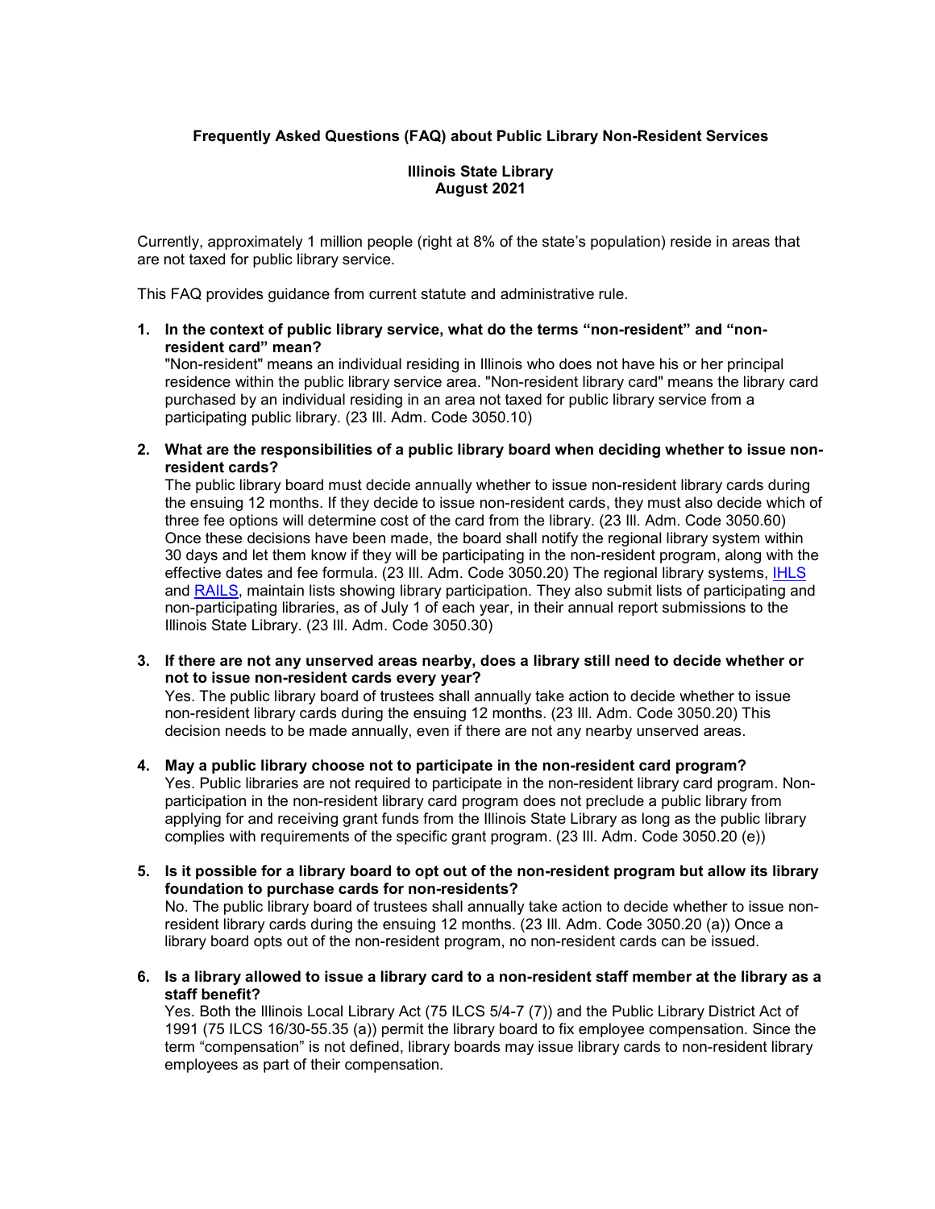**Frequently Asked Questions (FAQ) about Public Library Non-Resident Services**

**Illinois State Library**
**August 2021**

Currently, approximately 1 million people (right at 8% of the state's population) reside in areas that are not taxed for public library service.

This FAQ provides guidance from current statute and administrative rule.

1. **In the context of public library service, what do the terms "non-resident" and "non-resident card" mean?**
   "Non-resident" means an individual residing in Illinois who does not have his or her principal residence within the public library service area. "Non-resident library card" means the library card purchased by an individual residing in an area not taxed for public library service from a participating public library. (23 Ill. Adm. Code 3050.10)

2. **What are the responsibilities of a public library board when deciding whether to issue non-resident cards?**
   The public library board must decide annually whether to issue non-resident library cards during the ensuing 12 months. If they decide to issue non-resident cards, they must also decide which of three fee options will determine cost of the card from the library. (23 Ill. Adm. Code 3050.60) Once these decisions have been made, the board shall notify the regional library system within 30 days and let them know if they will be participating in the non-resident program, along with the effective dates and fee formula. (23 Ill. Adm. Code 3050.20) The regional library systems, IHLS and RAILS, maintain lists showing library participation. They also submit lists of participating and non-participating libraries, as of July 1 of each year, in their annual report submissions to the Illinois State Library. (23 Ill. Adm. Code 3050.30)

3. **If there are not any unserved areas nearby, does a library still need to decide whether or not to issue non-resident cards every year?**
   Yes. The public library board of trustees shall annually take action to decide whether to issue non-resident library cards during the ensuing 12 months. (23 Ill. Adm. Code 3050.20) This decision needs to be made annually, even if there are not any nearby unserved areas.

4. **May a public library choose not to participate in the non-resident card program?**
   Yes. Public libraries are not required to participate in the non-resident library card program. Non-participation in the non-resident library card program does not preclude a public library from applying for and receiving grant funds from the Illinois State Library as long as the public library complies with requirements of the specific grant program. (23 Ill. Adm. Code 3050.20 (e))

5. **Is it possible for a library board to opt out of the non-resident program but allow its library foundation to purchase cards for non-residents?**
   No. The public library board of trustees shall annually take action to decide whether to issue non-resident library cards during the ensuing 12 months. (23 Ill. Adm. Code 3050.20 (a)) Once a library board opts out of the non-resident program, no non-resident cards can be issued.

6. **Is a library allowed to issue a library card to a non-resident staff member at the library as a staff benefit?**
   Yes. Both the Illinois Local Library Act (75 ILCS 5/4-7 (7)) and the Public Library District Act of 1991 (75 ILCS 16/30-55.35 (a)) permit the library board to fix employee compensation. Since the term "compensation" is not defined, library boards may issue library cards to non-resident library employees as part of their compensation.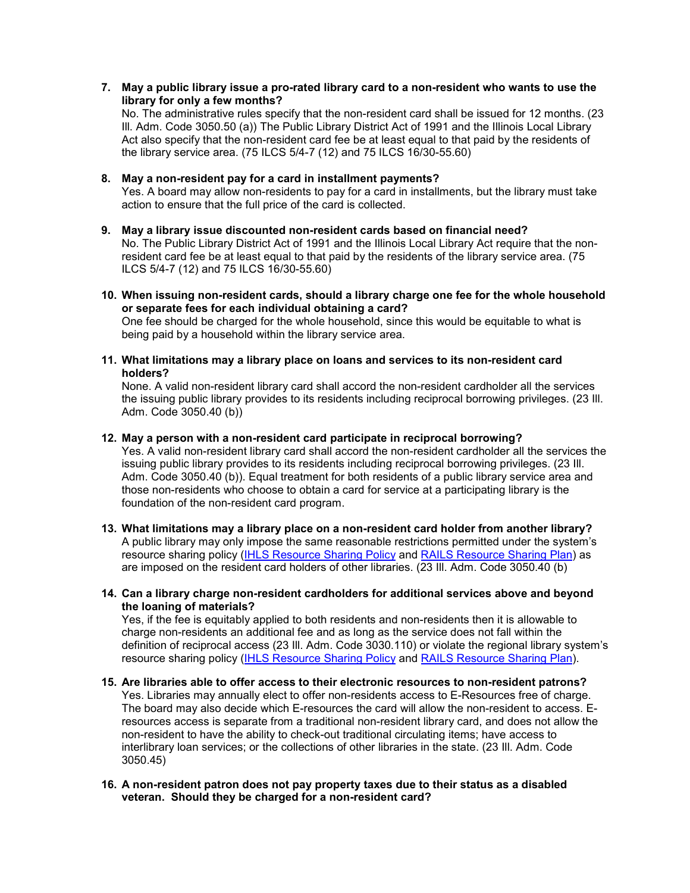7. **May a public library issue a pro-rated library card to a non-resident who wants to use the library for only a few months?**
   No. The administrative rules specify that the non-resident card shall be issued for 12 months. (23 Ill. Adm. Code 3050.50 (a)) The Public Library District Act of 1991 and the Illinois Local Library Act also specify that the non-resident card fee be at least equal to that paid by the residents of the library service area. (75 ILCS 5/4-7 (12) and 75 ILCS 16/30-55.60)

8. **May a non-resident pay for a card in installment payments?**
   Yes. A board may allow non-residents to pay for a card in installments, but the library must take action to ensure that the full price of the card is collected.

9. **May a library issue discounted non-resident cards based on financial need?**
   No. The Public Library District Act of 1991 and the Illinois Local Library Act require that the non-resident card fee be at least equal to that paid by the residents of the library service area. (75 ILCS 5/4-7 (12) and 75 ILCS 16/30-55.60)

10. **When issuing non-resident cards, should a library charge one fee for the whole household or separate fees for each individual obtaining a card?**
    One fee should be charged for the whole household, since this would be equitable to what is being paid by a household within the library service area.

11. **What limitations may a library place on loans and services to its non-resident card holders?**
    None. A valid non-resident library card shall accord the non-resident cardholder all the services the issuing public library provides to its residents including reciprocal borrowing privileges. (23 Ill. Adm. Code 3050.40 (b))

12. **May a person with a non-resident card participate in reciprocal borrowing?**
    Yes. A valid non-resident library card shall accord the non-resident cardholder all the services the issuing public library provides to its residents including reciprocal borrowing privileges. (23 Ill. Adm. Code 3050.40 (b)). Equal treatment for both residents of a public library service area and those non-residents who choose to obtain a card for service at a participating library is the foundation of the non-resident card program.

13. **What limitations may a library place on a non-resident card holder from another library?**
    A public library may only impose the same reasonable restrictions permitted under the system's resource sharing policy (IHLS Resource Sharing Policy and RAILS Resource Sharing Plan) as are imposed on the resident card holders of other libraries. (23 Ill. Adm. Code 3050.40 (b)

14. **Can a library charge non-resident cardholders for additional services above and beyond the loaning of materials?**
    Yes, if the fee is equitably applied to both residents and non-residents then it is allowable to charge non-residents an additional fee and as long as the service does not fall within the definition of reciprocal access (23 Ill. Adm. Code 3030.110) or violate the regional library system's resource sharing policy (IHLS Resource Sharing Policy and RAILS Resource Sharing Plan).

15. **Are libraries able to offer access to their electronic resources to non-resident patrons?**
    Yes. Libraries may annually elect to offer non-residents access to E-Resources free of charge. The board may also decide which E-resources the card will allow the non-resident to access. E-resources access is separate from a traditional non-resident library card, and does not allow the non-resident to have the ability to check-out traditional circulating items; have access to interlibrary loan services; or the collections of other libraries in the state. (23 Ill. Adm. Code 3050.45)

16. **A non-resident patron does not pay property taxes due to their status as a disabled veteran. Should they be charged for a non-resident card?**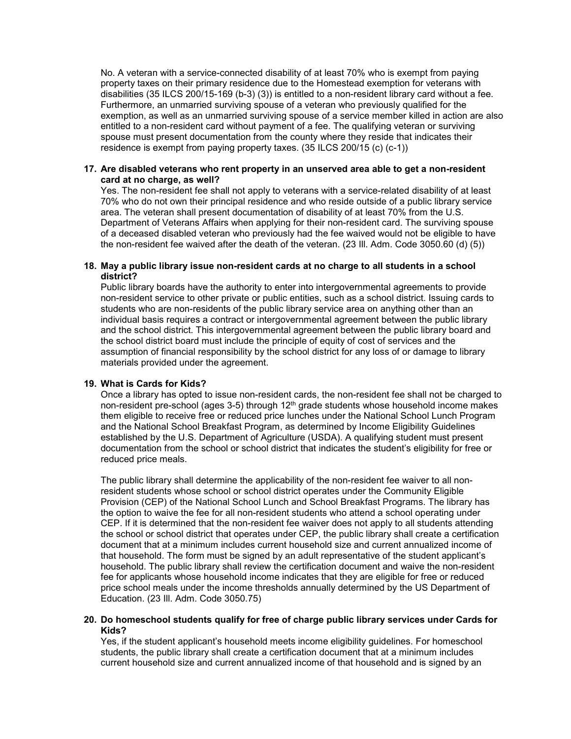No. A veteran with a service-connected disability of at least 70% who is exempt from paying property taxes on their primary residence due to the Homestead exemption for veterans with disabilities (35 ILCS 200/15-169 (b-3) (3)) is entitled to a non-resident library card without a fee. Furthermore, an unmarried surviving spouse of a veteran who previously qualified for the exemption, as well as an unmarried surviving spouse of a service member killed in action are also entitled to a non-resident card without payment of a fee. The qualifying veteran or surviving spouse must present documentation from the county where they reside that indicates their residence is exempt from paying property taxes. (35 ILCS 200/15 (c) (c-1))

**17. Are disabled veterans who rent property in an unserved area able to get a non-resident card at no charge, as well?**

Yes. The non-resident fee shall not apply to veterans with a service-related disability of at least 70% who do not own their principal residence and who reside outside of a public library service area. The veteran shall present documentation of disability of at least 70% from the U.S. Department of Veterans Affairs when applying for their non-resident card. The surviving spouse of a deceased disabled veteran who previously had the fee waived would not be eligible to have the non-resident fee waived after the death of the veteran. (23 Ill. Adm. Code 3050.60 (d) (5))

**18. May a public library issue non-resident cards at no charge to all students in a school district?**

Public library boards have the authority to enter into intergovernmental agreements to provide non-resident service to other private or public entities, such as a school district. Issuing cards to students who are non-residents of the public library service area on anything other than an individual basis requires a contract or intergovernmental agreement between the public library and the school district. This intergovernmental agreement between the public library board and the school district board must include the principle of equity of cost of services and the assumption of financial responsibility by the school district for any loss of or damage to library materials provided under the agreement.

**19. What is Cards for Kids?**

Once a library has opted to issue non-resident cards, the non-resident fee shall not be charged to non-resident pre-school (ages 3-5) through 12th grade students whose household income makes them eligible to receive free or reduced price lunches under the National School Lunch Program and the National School Breakfast Program, as determined by Income Eligibility Guidelines established by the U.S. Department of Agriculture (USDA). A qualifying student must present documentation from the school or school district that indicates the student's eligibility for free or reduced price meals.

The public library shall determine the applicability of the non-resident fee waiver to all non-resident students whose school or school district operates under the Community Eligible Provision (CEP) of the National School Lunch and School Breakfast Programs. The library has the option to waive the fee for all non-resident students who attend a school operating under CEP. If it is determined that the non-resident fee waiver does not apply to all students attending the school or school district that operates under CEP, the public library shall create a certification document that at a minimum includes current household size and current annualized income of that household. The form must be signed by an adult representative of the student applicant's household. The public library shall review the certification document and waive the non-resident fee for applicants whose household income indicates that they are eligible for free or reduced price school meals under the income thresholds annually determined by the US Department of Education. (23 Ill. Adm. Code 3050.75)

**20. Do homeschool students qualify for free of charge public library services under Cards for Kids?**

Yes, if the student applicant's household meets income eligibility guidelines. For homeschool students, the public library shall create a certification document that at a minimum includes current household size and current annualized income of that household and is signed by an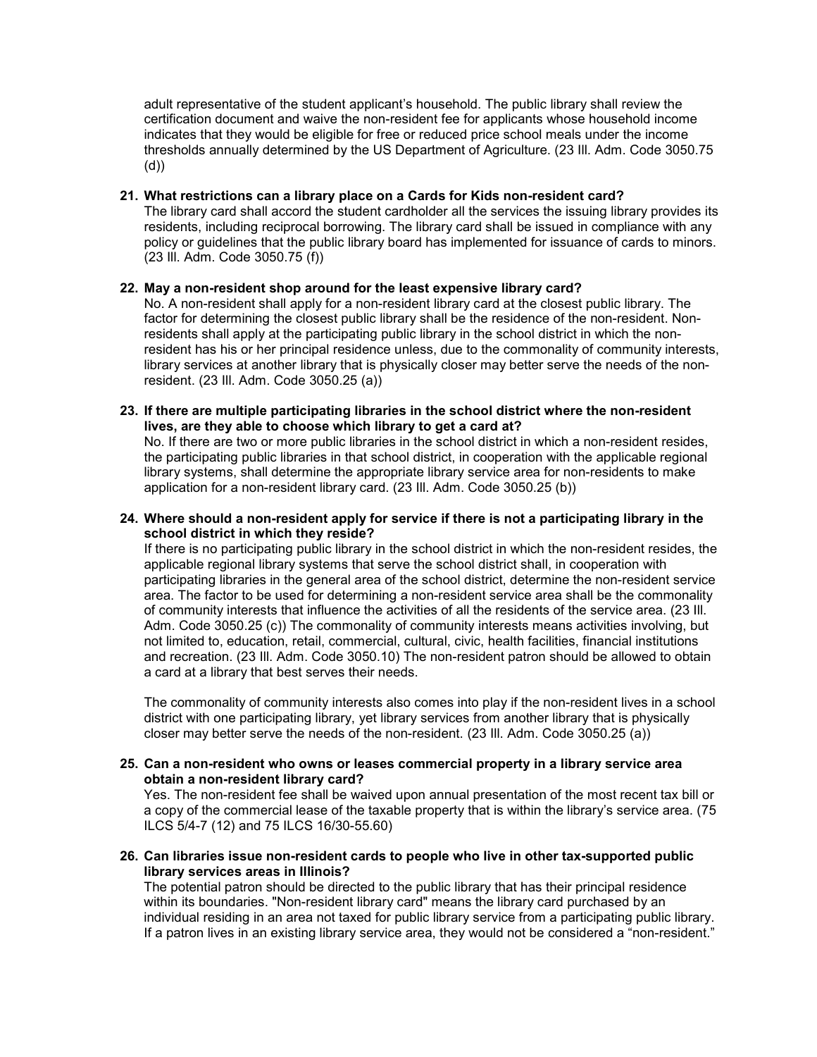adult representative of the student applicant's household. The public library shall review the certification document and waive the non-resident fee for applicants whose household income indicates that they would be eligible for free or reduced price school meals under the income thresholds annually determined by the US Department of Agriculture. (23 Ill. Adm. Code 3050.75 (d))

**21. What restrictions can a library place on a Cards for Kids non-resident card?**

The library card shall accord the student cardholder all the services the issuing library provides its residents, including reciprocal borrowing. The library card shall be issued in compliance with any policy or guidelines that the public library board has implemented for issuance of cards to minors. (23 Ill. Adm. Code 3050.75 (f))

**22. May a non-resident shop around for the least expensive library card?**

No. A non-resident shall apply for a non-resident library card at the closest public library. The factor for determining the closest public library shall be the residence of the non-resident. Non-residents shall apply at the participating public library in the school district in which the non-resident has his or her principal residence unless, due to the commonality of community interests, library services at another library that is physically closer may better serve the needs of the non-resident. (23 Ill. Adm. Code 3050.25 (a))

**23. If there are multiple participating libraries in the school district where the non-resident lives, are they able to choose which library to get a card at?**

No. If there are two or more public libraries in the school district in which a non-resident resides, the participating public libraries in that school district, in cooperation with the applicable regional library systems, shall determine the appropriate library service area for non-residents to make application for a non-resident library card. (23 Ill. Adm. Code 3050.25 (b))

**24. Where should a non-resident apply for service if there is not a participating library in the school district in which they reside?**

If there is no participating public library in the school district in which the non-resident resides, the applicable regional library systems that serve the school district shall, in cooperation with participating libraries in the general area of the school district, determine the non-resident service area. The factor to be used for determining a non-resident service area shall be the commonality of community interests that influence the activities of all the residents of the service area. (23 Ill. Adm. Code 3050.25 (c)) The commonality of community interests means activities involving, but not limited to, education, retail, commercial, cultural, civic, health facilities, financial institutions and recreation. (23 Ill. Adm. Code 3050.10) The non-resident patron should be allowed to obtain a card at a library that best serves their needs.

The commonality of community interests also comes into play if the non-resident lives in a school district with one participating library, yet library services from another library that is physically closer may better serve the needs of the non-resident. (23 Ill. Adm. Code 3050.25 (a))

**25. Can a non-resident who owns or leases commercial property in a library service area obtain a non-resident library card?**

Yes. The non-resident fee shall be waived upon annual presentation of the most recent tax bill or a copy of the commercial lease of the taxable property that is within the library's service area. (75 ILCS 5/4-7 (12) and 75 ILCS 16/30-55.60)

**26. Can libraries issue non-resident cards to people who live in other tax-supported public library services areas in Illinois?**

The potential patron should be directed to the public library that has their principal residence within its boundaries. "Non-resident library card" means the library card purchased by an individual residing in an area not taxed for public library service from a participating public library. If a patron lives in an existing library service area, they would not be considered a "non-resident."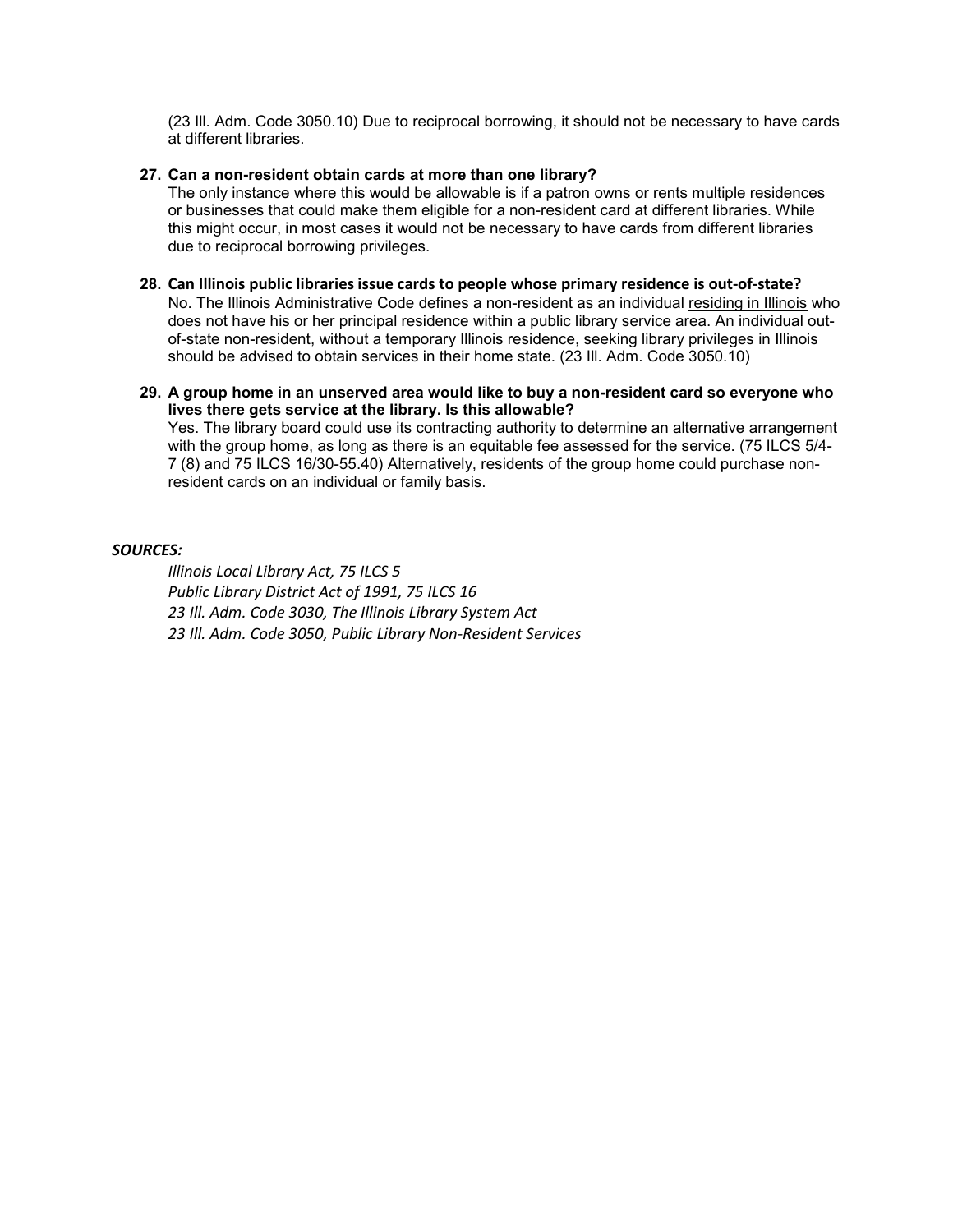(23 Ill. Adm. Code 3050.10) Due to reciprocal borrowing, it should not be necessary to have cards at different libraries.

27. **Can a non-resident obtain cards at more than one library?**
    The only instance where this would be allowable is if a patron owns or rents multiple residences or businesses that could make them eligible for a non-resident card at different libraries. While this might occur, in most cases it would not be necessary to have cards from different libraries due to reciprocal borrowing privileges.

28. **Can Illinois public libraries issue cards to people whose primary residence is out-of-state?**
    No. The Illinois Administrative Code defines a non-resident as an individual residing in Illinois who does not have his or her principal residence within a public library service area. An individual out-of-state non-resident, without a temporary Illinois residence, seeking library privileges in Illinois should be advised to obtain services in their home state. (23 Ill. Adm. Code 3050.10)

29. **A group home in an unserved area would like to buy a non-resident card so everyone who lives there gets service at the library. Is this allowable?**
    Yes. The library board could use its contracting authority to determine an alternative arrangement with the group home, as long as there is an equitable fee assessed for the service. (75 ILCS 5/4-7 (8) and 75 ILCS 16/30-55.40) Alternatively, residents of the group home could purchase non-resident cards on an individual or family basis.

***SOURCES:***

*Illinois Local Library Act, 75 ILCS 5*
*Public Library District Act of 1991, 75 ILCS 16*
*23 Ill. Adm. Code 3030, The Illinois Library System Act*
*23 Ill. Adm. Code 3050, Public Library Non-Resident Services*